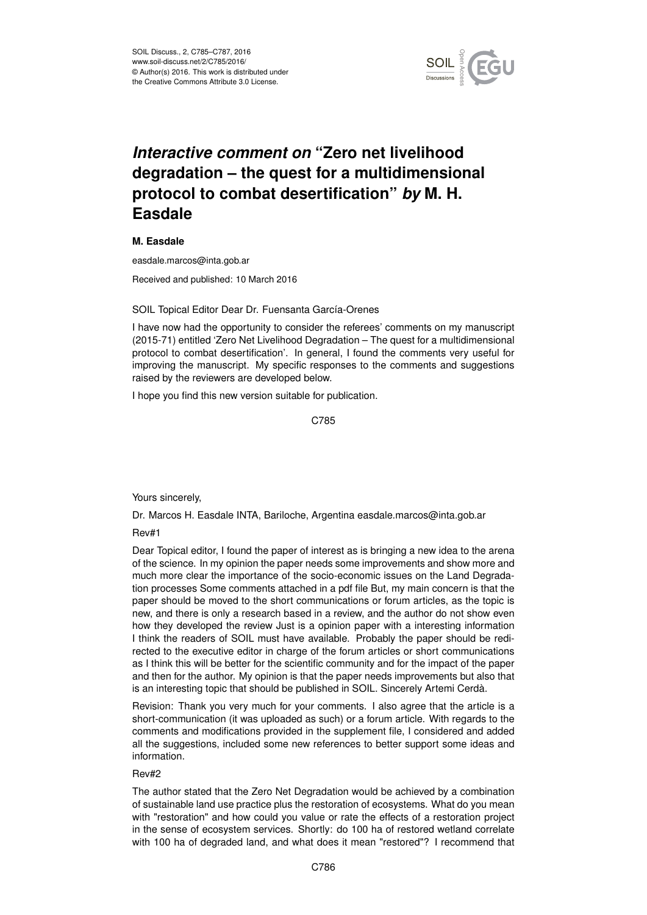# *Interactive comment on* "Zero net livelihood degradation – the quest for a multidimensional protocol to combat desertification" *by* M. H. Easdale

**M. Easdale**

easdale.marcos@inta.gob.ar

Received and published: 10 March 2016

SOIL Topical Editor Dear Dr. Fuensanta García-Orenes

I have now had the opportunity to consider the referees' comments on my manuscript (2015-71) entitled 'Zero Net Livelihood Degradation – The quest for a multidimensional protocol to combat desertification'. In general, I found the comments very useful for improving the manuscript. My specific responses to the comments and suggestions raised by the reviewers are developed below.

I hope you find this new version suitable for publication.

Yours sincerely,

Dr. Marcos H. Easdale INTA, Bariloche, Argentina easdale.marcos@inta.gob.ar

Rev#1

Dear Topical editor, I found the paper of interest as is bringing a new idea to the arena of the science. In my opinion the paper needs some improvements and show more and much more clear the importance of the socio-economic issues on the Land Degradation processes Some comments attached in a pdf file But, my main concern is that the paper should be moved to the short communications or forum articles, as the topic is new, and there is only a research based in a review, and the author do not show even how they developed the review Just is a opinion paper with a interesting information I think the readers of SOIL must have available. Probably the paper should be redirected to the executive editor in charge of the forum articles or short communications as I think this will be better for the scientific community and for the impact of the paper and then for the author. My opinion is that the paper needs improvements but also that is an interesting topic that should be published in SOIL. Sincerely Artemi Cerdà.

Revision: Thank you very much for your comments. I also agree that the article is a short-communication (it was uploaded as such) or a forum article. With regards to the comments and modifications provided in the supplement file, I considered and added all the suggestions, included some new references to better support some ideas and information.

Rev#2

The author stated that the Zero Net Degradation would be achieved by a combination of sustainable land use practice plus the restoration of ecosystems. What do you mean with "restoration" and how could you value or rate the effects of a restoration project in the sense of ecosystem services. Shortly: do 100 ha of restored wetland correlate with 100 ha of degraded land, and what does it mean "restored"? I recommend that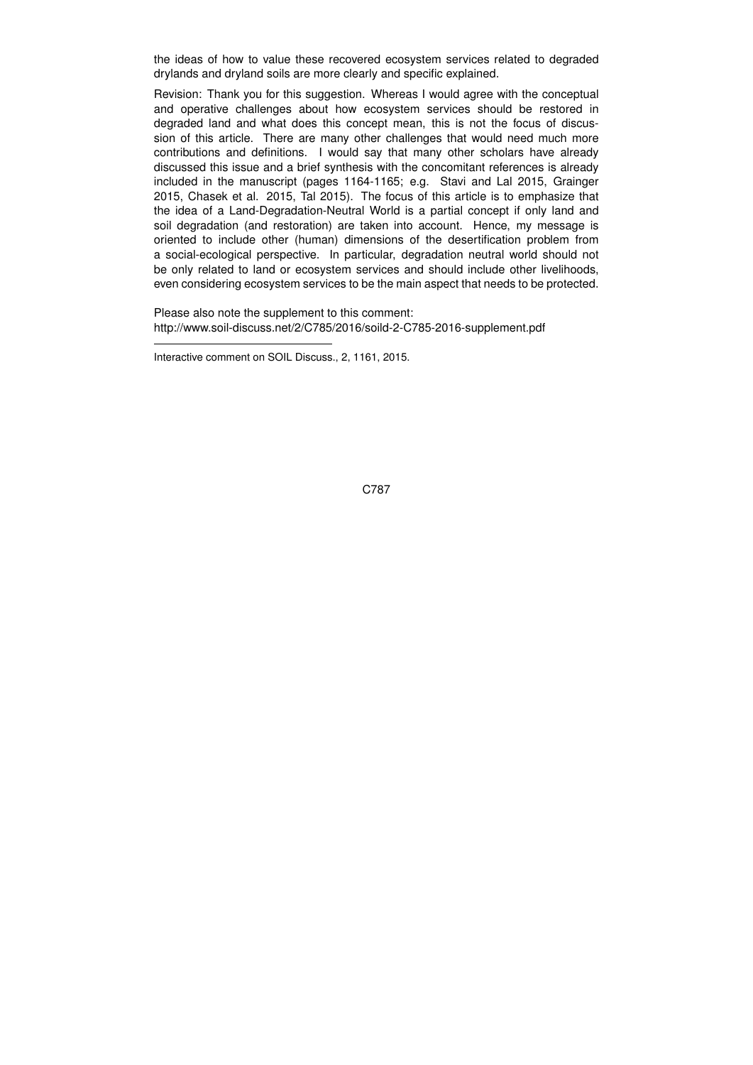the ideas of how to value these recovered ecosystem services related to degraded drylands and dryland soils are more clearly and specific explained.

Revision: Thank you for this suggestion. Whereas I would agree with the conceptual and operative challenges about how ecosystem services should be restored in degraded land and what does this concept mean, this is not the focus of discussion of this article. There are many other challenges that would need much more contributions and definitions. I would say that many other scholars have already discussed this issue and a brief synthesis with the concomitant references is already included in the manuscript (pages 1164-1165; e.g. Stavi and Lal 2015, Grainger 2015, Chasek et al. 2015, Tal 2015). The focus of this article is to emphasize that the idea of a Land-Degradation-Neutral World is a partial concept if only land and soil degradation (and restoration) are taken into account. Hence, my message is oriented to include other (human) dimensions of the desertification problem from a social-ecological perspective. In particular, degradation neutral world should not be only related to land or ecosystem services and should include other livelihoods, even considering ecosystem services to be the main aspect that needs to be protected.

Please also note the supplement to this comment:
http://www.soil-discuss.net/2/C785/2016/soild-2-C785-2016-supplement.pdf

---

Interactive comment on SOIL Discuss., 2, 1161, 2015.